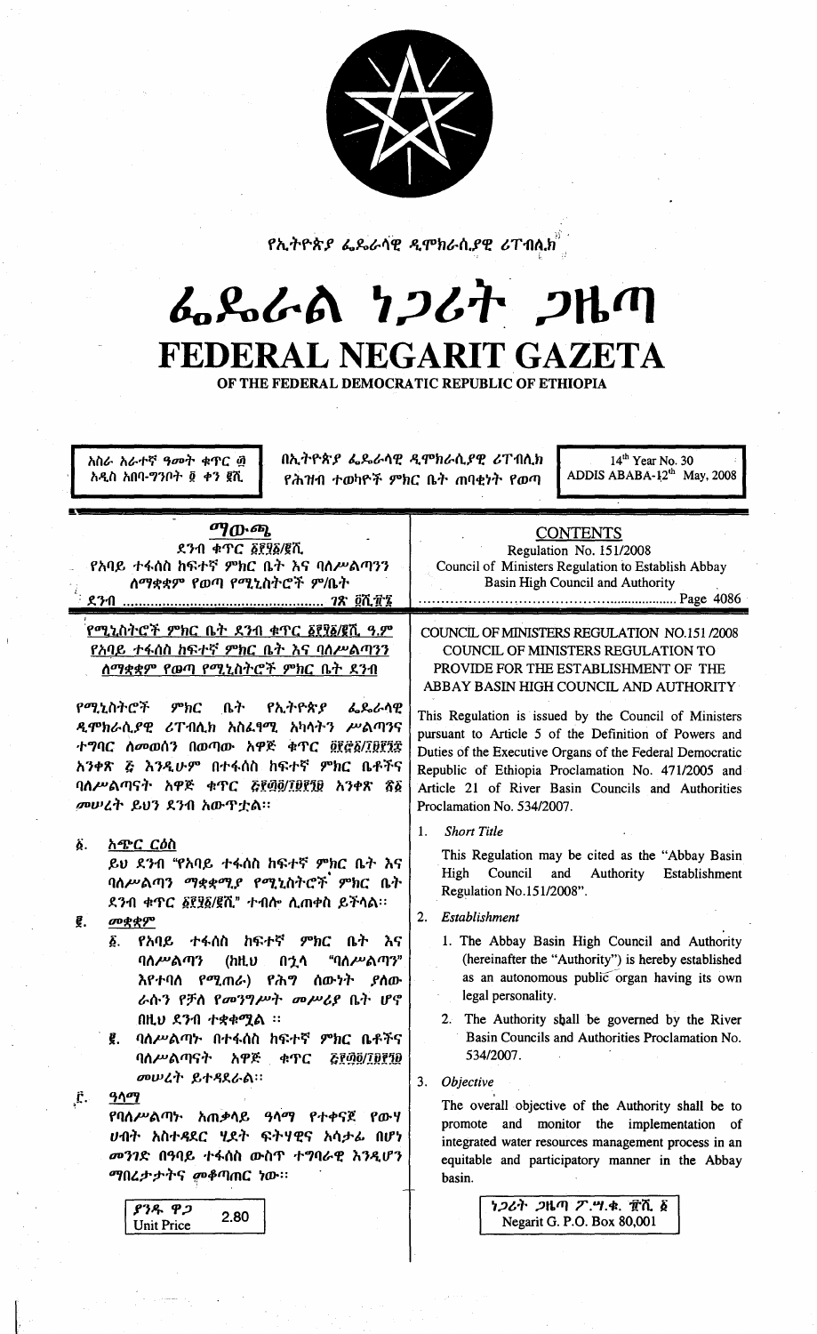የኢትዮጵያ ፌዴራላዊ ዲሞክራሲያዊ ሪፐብሊክ

# ፌዴራል ነጋሪት ጋዜጣ
# FEDERAL NEGARIT GAZETA
OF THE FEDERAL DEMOCRATIC REPUBLIC OF ETHIOPIA

አስራ አራተኛ ዓመት ቁጥር ፴
አዲስ አበባ-ግንቦት ፬ ቀን ፪ሺ

በኢትዮጵያ ፌዴራላዊ ዲሞክራሲያዊ ሪፐብሊክ የሕዝብ ተወካዮች ምክር ቤት ጠባቂነት የወጣ

14th Year No. 30
ADDIS ABABA-12th May, 2008

## ማውጫ
ደንብ ቁጥር ፩፻፶፩/፪ሺ
የአባይ ተፋሰስ ከፍተኛ ምክር ቤት እና ባለሥልጣንን ለማቋቋም የወጣ የሚኒስትሮች ም/ቤት
ደንብ ..... ገጽ ፬ሺ፹፮

## CONTENTS
Regulation No. 151/2008
Council of Ministers Regulation to Establish Abbay Basin High Council and Authority
..... Page 4086

### የሚኒስትሮች ምክር ቤት ደንብ ቁጥር ፩፻፶፩/፪ሺ ዓ.ም
### የአባይ ተፋሰስ ከፍተኛ ምክር ቤት እና ባለሥልጣንን ለማቋቋም የወጣ የሚኒስትሮች ምክር ቤት ደንብ

የሚኒስትሮች ምክር ቤት የኢትዮጵያ ፌዴራላዊ ዲሞክራሲያዊ ሪፐብሊክ አስፈፃሚ አካላትን ሥልጣንና ተግባር ለመወሰን በወጣው አዋጅ ቁጥር ፬፻፸፩/፲፱፻፺፯ አንቀጽ ፭ እንዲሁም በተፋሰስ ከፍተኛ ምክር ቤቶችና ባለሥልጣናት አዋጅ ቁጥር ፭፻፴፬/፲፱፻፺፱ አንቀጽ ፳፩ መሠረት ይህን ደንብ አውጥቷል፡፡

፩. አጭር ርዕስ

ይህ ደንብ "የአባይ ተፋሰስ ከፍተኛ ምክር ቤት እና ባለሥልጣን ማቋቋሚያ የሚኒስትሮች ምክር ቤት ደንብ ቁጥር ፩፻፶፩/፪ሺ" ተብሎ ሊጠቀስ ይችላል፡፡

፪. መቋቋም

፩. የአባይ ተፋሰስ ከፍተኛ ምክር ቤት እና ባለሥልጣን (ከዚህ በኋላ "ባለሥልጣን" እየተባለ የሚጠራ) የሕግ ሰውነት ያለው ራሱን የቻለ የመንግሥት መሥሪያ ቤት ሆኖ በዚህ ደንብ ተቋቁሟል ፡፡

፪. ባለሥልጣኑ በተፋሰስ ከፍተኛ ምክር ቤቶችና ባለሥልጣናት አዋጅ ቁጥር ፭፻፴፬/፲፱፻፺፱ መሠረት ይተዳደራል፡፡

፫. ዓላማ

የባለሥልጣኑ አጠቃላይ ዓላማ የተቀናጀ የውሃ ሀብት አስተዳደር ሂደት ፍትሃዊና አሳታፊ በሆነ መንገድ በዓባይ ተፋሰስ ውስጥ ተግባራዊ እንዲሆን ማበረታታትና መቆጣጠር ነው፡፡

### COUNCIL OF MINISTERS REGULATION NO.151 /2008
### COUNCIL OF MINISTERS REGULATION TO PROVIDE FOR THE ESTABLISHMENT OF THE ABBAY BASIN HIGH COUNCIL AND AUTHORITY

This Regulation is issued by the Council of Ministers pursuant to Article 5 of the Definition of Powers and Duties of the Executive Organs of the Federal Democratic Republic of Ethiopia Proclamation No. 471/2005 and Article 21 of River Basin Councils and Authorities Proclamation No. 534/2007.

1. *Short Title*

This Regulation may be cited as the "Abbay Basin High Council and Authority Establishment Regulation No.151/2008".

2. *Establishment*

1. The Abbay Basin High Council and Authority (hereinafter the "Authority") is hereby established as an autonomous public organ having its own legal personality.

2. The Authority shall be governed by the River Basin Councils and Authorities Proclamation No. 534/2007.

3. *Objective*

The overall objective of the Authority shall be to promote and monitor the implementation of integrated water resources management process in an equitable and participatory manner in the Abbay basin.

ያንዱ ዋጋ
Unit Price 2.80

ነጋሪት ጋዜጣ ፖ.ሣ.ቁ. ፹ሺ ፩
Negarit G. P.O. Box 80,001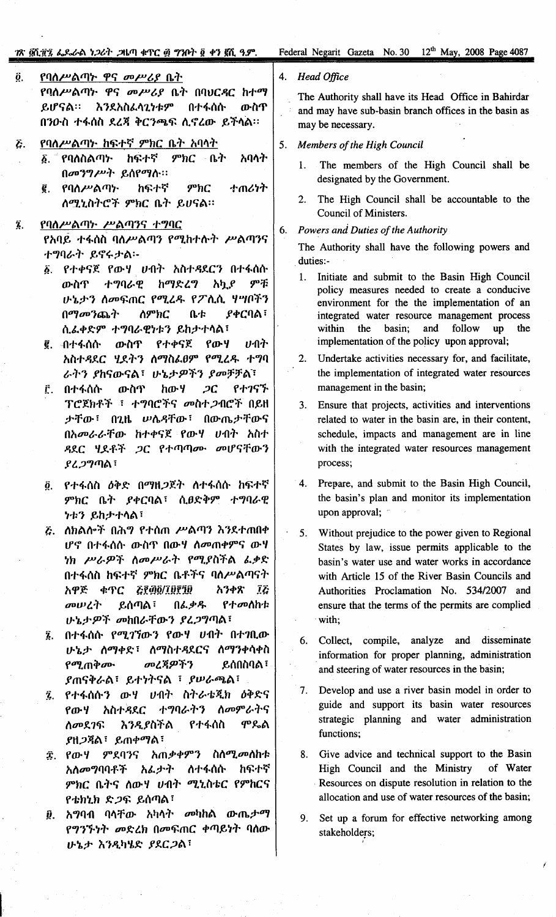፬. የባለሥልጣኑ ዋና መሥሪያ ቤት

የባለሥልጣኑ ዋና መሥሪያ ቤት በባህርዳር ከተማ ይሆናል። እንደአስፈላጊነቱም በተፋሰሱ ውስጥ በንዑስ ተፋሰስ ደረጃ ቅርንጫፍ ሊኖረው ይችላል።

፭. የባለሥልጣኑ ከፍተኛ ምክር ቤት አባላት

፩. የባለስልጣኑ ከፍተኛ ምክር ቤት አባላት በመንግሥት ይሰየማሉ።

፪. የባለሥልጣኑ ከፍተኛ ምክር ተጠሪነት ለሚኒስትሮች ምክር ቤት ይሆናል።

፮. የባለሥልጣኑ ሥልጣንና ተግባር

የአባይ ተፋሰስ ባለሥልጣን የሚከተሉት ሥልጣንና ተግባራት ይኖሩታል፦

፩. የተቀናጀ የውሃ ሀብት አስተዳደርን በተፋሰሱ ውስጥ ተግባራዊ ከማድረግ አኳያ ምቹ ሁኔታን ለመፍጠር የሚረዱ የፖሊሲ ሃሣቦችን በማመንጨት ለምክር ቤቱ ያቀርባል፣ ሲፈቀድም ተግባራዊነቱን ይከታተላል፣

፪. በተፋሰሱ ውስጥ የተቀናጀ የውሃ ሀብት አስተዳደር ሂደትን ለማስፈፀም የሚረዱ ተግባራትን ያከናውናል፣ ሁኔታዎችን ያመቻቻል፣

፫. በተፋሰሱ ውስጥ ከውሃ ጋር የተገናኙ ፕሮጀክቶች ፣ ተግባሮችና መስተጋብሮች በይዘታቸው፣ በጊዜ ሠሌዳቸው፣ በውጤታቸውና በአመራራቸው ከተቀናጀ የውሃ ሀብት አስተዳደር ሂደቶች ጋር የተጣጣሙ መሆናቸውን ያረጋግጣል፣

፬. የተፋሰስ ዕቅድ በማዘጋጀት ለተፋሰሱ ከፍተኛ ምክር ቤት ያቀርባል፣ ሲፀድቅም ተግባራዊ ነቱን ይከታተላል፣

፭. ለክልሎች በሕግ የተሰጠ ሥልጣን እንደተጠበቀ ሆኖ በተፋሰሱ ውስጥ በውሃ ለመጠቀምና ውሃ ነክ ሥራዎች ለመሥራት የሚያስችል ፈቃድ በተፋሰስ ከፍተኛ ምክር ቤቶችና ባለሥልጣናት አዋጅ ቁጥር ፭፻፴፬/፲፱፻፺፱ አንቀጽ ፲፭ መሠረት ይሰጣል፣ በፈቃዱ የተመለከቱ ሁኔታዎች መከበራቸውን ያረጋግጣል፣

፮. በተፋሰሱ የሚገኘውን የውሃ ሀብት በተገቢው ሁኔታ ለማቀድ፣ ለማስተዳደርና ለማንቀሳቀስ የሚጠቅሙ መረጃዎችን ይሰበስባል፣ ያጠናቅራል፣ ይተነትናል ፣ ያሠራጫል፣

፯. የተፋሰሱን ውሃ ሀብት ስትራቴጂክ ዕቅድና የውሃ አስተዳደር ተግባራትን ለመምራትና ለመደገፍ እንዲያስችል የተፋሰስ ሞዴል ያዘጋጃል፣ ይጠቀማል፣

፰. የውሃ ምደባንና አጠቃቀምን ስለሚመለከቱ አለመግባባቶች አፈታት ለተፋሰሱ ከፍተኛ ምክር ቤትና ለውሃ ሀብት ሚኒስቴር የምክርና የቴክኒክ ድጋፍ ይሰጣል፣

፱. አግባብ ባላቸው አካላት መካከል ውጤታማ የግንኙነት መድረክ በመፍጠር ቀጣይነት ባለው ሁኔታ እንዲካሄድ ያደርጋል፣

4. *Head Office*

The Authority shall have its Head Office in Bahirdar and may have sub-basin branch offices in the basin as may be necessary.

5. *Members of the High Council*

1. The members of the High Council shall be designated by the Government.
2. The High Council shall be accountable to the Council of Ministers.

6. *Powers and Duties of the Authority*

The Authority shall have the following powers and duties:-

1. Initiate and submit to the Basin High Council policy measures needed to create a conducive environment for the implementation of an integrated water resource management process within the basin; and follow up the implementation of the policy upon approval;
2. Undertake activities necessary for, and facilitate, the implementation of integrated water resources management in the basin;
3. Ensure that projects, activities and interventions related to water in the basin are, in their content, schedule, impacts and management are in line with the integrated water resources management process;
4. Prepare, and submit to the Basin High Council, the basin's plan and monitor its implementation upon approval;
5. Without prejudice to the power given to Regional States by law, issue permits applicable to the basin's water use and water works in accordance with Article 15 of the River Basin Councils and Authorities Proclamation No. 534/2007 and ensure that the terms of the permits are complied with;
6. Collect, compile, analyze and disseminate information for proper planning, administration and steering of water resources in the basin;
7. Develop and use a river basin model in order to guide and support its basin water resources strategic planning and water administration functions;
8. Give advice and technical support to the Basin High Council and the Ministry of Water Resources on dispute resolution in relation to the allocation and use of water resources of the basin;
9. Set up a forum for effective networking among stakeholders;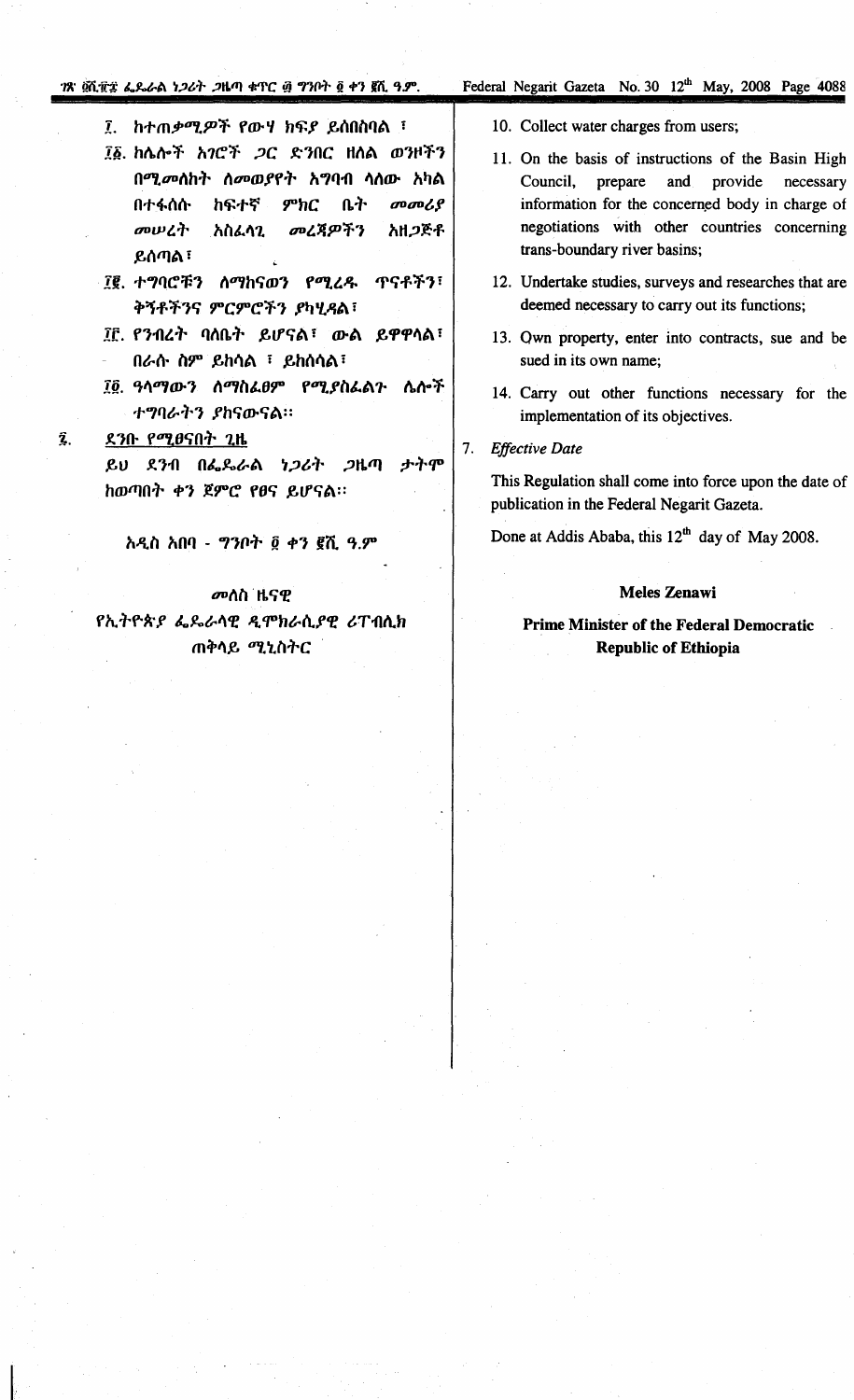፲. ከተጠቃሚዎች የውሃ ክፍያ ይሰበስባል ፣

፲፩. ከሌሎች አገሮች ጋር ድንበር ዘለል ወንዞችን በሚመለከት ለመወያየት አግባብ ላለው አካል በተፋሰሱ ከፍተኛ ምክር ቤት መመሪያ መሠረት አስፈላጊ መረጃዎችን አዘጋጅቶ ይሰጣል፣

፲፪. ተግባሮቹን ለማከናወን የሚረዱ ጥናቶችን፣ ቅኝቶችንና ምርምሮችን ያካሂዳል፣

፲፫. የንብረት ባለቤት ይሆናል፣ ውል ይዋዋላል፣ በራሱ ስም ይከሳል ፣ ይከሰሳል፣

፲፬. ዓላማውን ለማስፈፀም የሚያስፈልጉ ሌሎች ተግባራትን ያከናውናል።

፯. ደንቡ የሚፀናበት ጊዜ

ይህ ደንብ በፌዴራል ነጋሪት ጋዜጣ ታትሞ ከወጣበት ቀን ጀምሮ የፀና ይሆናል።

አዲስ አበባ - ግንቦት ፬ ቀን ፪ሺ ዓ.ም

መለስ ዜናዊ

የኢትዮጵያ ፌዴራላዊ ዲሞክራሲያዊ ሪፐብሊክ ጠቅላይ ሚኒስትር

10. Collect water charges from users;

11. On the basis of instructions of the Basin High Council, prepare and provide necessary information for the concerned body in charge of negotiations with other countries concerning trans-boundary river basins;

12. Undertake studies, surveys and researches that are deemed necessary to carry out its functions;

13. Own property, enter into contracts, sue and be sued in its own name;

14. Carry out other functions necessary for the implementation of its objectives.

7. *Effective Date*

This Regulation shall come into force upon the date of publication in the Federal Negarit Gazeta.

Done at Addis Ababa, this 12th day of May 2008.

**Meles Zenawi**

**Prime Minister of the Federal Democratic Republic of Ethiopia**